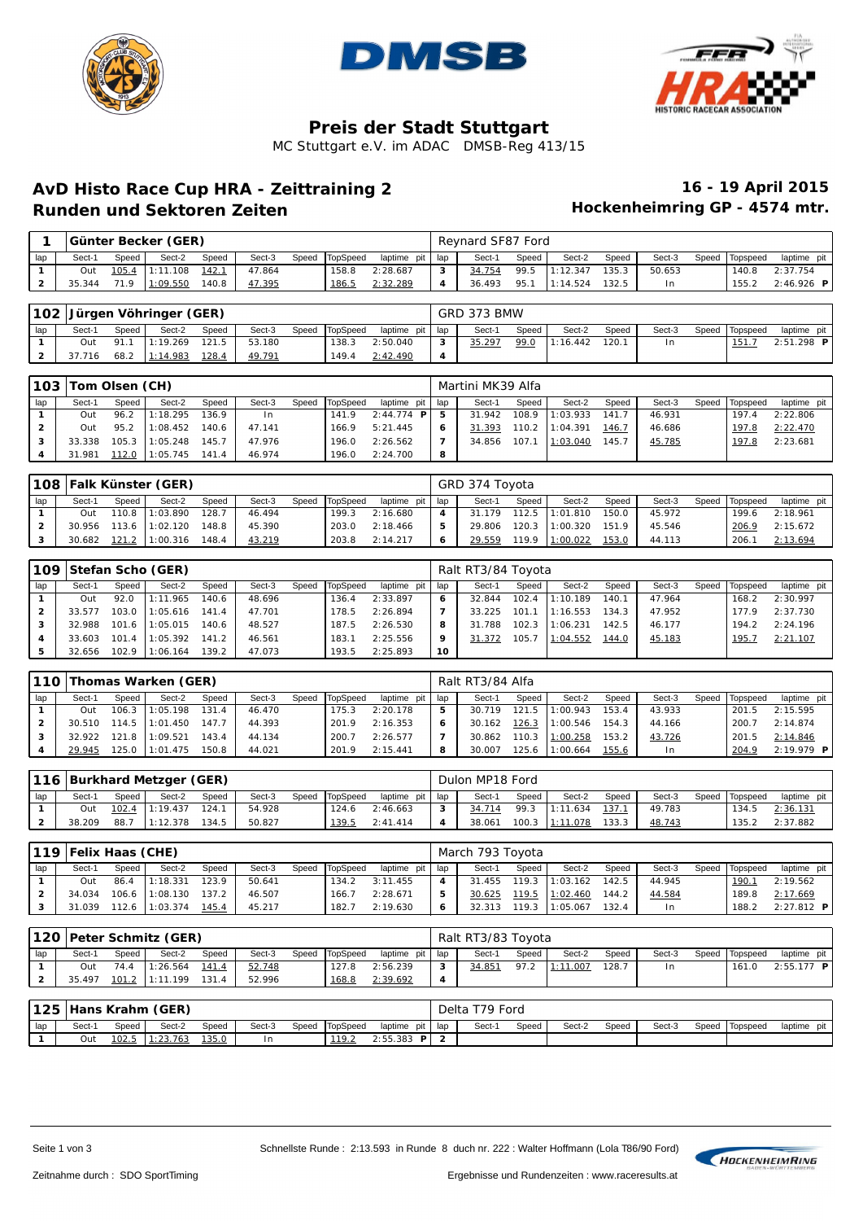# Preis der Stadt Stuttgart

MC Stuttgart e.V. im ADAC DMSB-Reg 413/15

## AvD Histo Race Cup HRA - Zeittraining 2

## Runden und Sektoren Zeiten

**16 - 19 April 2015**

**Hockenheimring GP - 4574 mtr.**

### 1 Günter Becker (GER) — Reynard SF87 Ford

| lap | Sect-1 | Speed | Sect-2 | Speed | Sect-3 | Speed | TopSpeed | laptime | pit |
|---|---|---|---|---|---|---|---|---|---|
| 1 | Out | 105.4 | 1:11.108 | 142.1 | 47.864 | | 158.8 | 2:28.687 | |
| 2 | 35.344 | 71.9 | 1:09.550 | 140.8 | 47.395 | | 186.5 | 2:32.289 | |
| 3 | 34.754 | 99.5 | 1:12.347 | 135.3 | 50.653 | | 140.8 | 2:37.754 | |
| 4 | 36.493 | 95.1 | 1:14.524 | 132.5 | In | | 155.2 | 2:46.926 | P |

### 102 Jürgen Vöhringer (GER) — GRD 373 BMW

| lap | Sect-1 | Speed | Sect-2 | Speed | Sect-3 | Speed | TopSpeed | laptime | pit |
|---|---|---|---|---|---|---|---|---|---|
| 1 | Out | 91.1 | 1:19.269 | 121.5 | 53.180 | | 138.3 | 2:50.040 | |
| 2 | 37.716 | 68.2 | 1:14.983 | 128.4 | 49.791 | | 149.4 | 2:42.490 | |
| 3 | 35.297 | 99.0 | 1:16.442 | 120.1 | In | | 151.7 | 2:51.298 | P |
| 4 | | | | | | | | | |

### 103 Tom Olsen (CH) — Martini MK39 Alfa

| lap | Sect-1 | Speed | Sect-2 | Speed | Sect-3 | Speed | TopSpeed | laptime | pit |
|---|---|---|---|---|---|---|---|---|---|
| 1 | Out | 96.2 | 1:18.295 | 136.9 | In | | 141.9 | 2:44.774 | P |
| 2 | Out | 95.2 | 1:08.452 | 140.6 | 47.141 | | 166.9 | 5:21.445 | |
| 3 | 33.338 | 105.3 | 1:05.248 | 145.7 | 47.976 | | 196.0 | 2:26.562 | |
| 4 | 31.981 | 112.0 | 1:05.745 | 141.4 | 46.974 | | 196.0 | 2:24.700 | |
| 5 | 31.942 | 108.9 | 1:03.933 | 141.7 | 46.931 | | 197.4 | 2:22.806 | |
| 6 | 31.393 | 110.2 | 1:04.391 | 146.7 | 46.686 | | 197.8 | 2:22.470 | |
| 7 | 34.856 | 107.1 | 1:03.040 | 145.7 | 45.785 | | 197.8 | 2:23.681 | |
| 8 | | | | | | | | | |

### 108 Falk Künster (GER) — GRD 374 Toyota

| lap | Sect-1 | Speed | Sect-2 | Speed | Sect-3 | Speed | TopSpeed | laptime | pit |
|---|---|---|---|---|---|---|---|---|---|
| 1 | Out | 110.8 | 1:03.890 | 128.7 | 46.494 | | 199.3 | 2:16.680 | |
| 2 | 30.956 | 113.6 | 1:02.120 | 148.8 | 45.390 | | 203.0 | 2:18.466 | |
| 3 | 30.682 | 121.2 | 1:00.316 | 148.4 | 43.219 | | 203.8 | 2:14.217 | |
| 4 | 31.179 | 112.5 | 1:01.810 | 150.0 | 45.972 | | 199.6 | 2:18.961 | |
| 5 | 29.806 | 120.3 | 1:00.320 | 151.9 | 45.546 | | 206.9 | 2:15.672 | |
| 6 | 29.559 | 119.9 | 1:00.022 | 153.0 | 44.113 | | 206.1 | 2:13.694 | |

### 109 Stefan Scho (GER) — Ralt RT3/84 Toyota

| lap | Sect-1 | Speed | Sect-2 | Speed | Sect-3 | Speed | TopSpeed | laptime | pit |
|---|---|---|---|---|---|---|---|---|---|
| 1 | Out | 90.2 | 1:11.965 | 140.6 | 48.696 | | 136.4 | 2:33.897 | |
| 2 | 33.577 | 103.0 | 1:05.616 | 141.4 | 47.701 | | 178.5 | 2:26.894 | |
| 3 | 32.988 | 101.6 | 1:05.015 | 140.6 | 48.527 | | 187.5 | 2:26.530 | |
| 4 | 33.603 | 101.4 | 1:05.392 | 141.2 | 46.561 | | 183.1 | 2:25.556 | |
| 5 | 32.656 | 102.9 | 1:06.164 | 139.2 | 47.073 | | 193.5 | 2:25.893 | |
| 6 | 32.844 | 102.4 | 1:10.189 | 140.1 | 47.964 | | 168.2 | 2:30.997 | |
| 7 | 33.225 | 101.1 | 1:16.553 | 134.3 | 47.952 | | 177.9 | 2:37.730 | |
| 8 | 31.788 | 102.3 | 1:06.231 | 142.5 | 46.177 | | 194.2 | 2:24.196 | |
| 9 | 31.372 | 105.7 | 1:04.552 | 144.0 | 45.183 | | 195.7 | 2:21.107 | |
| 10 | | | | | | | | | |

### 110 Thomas Warken (GER) — Ralt RT3/84 Alfa

| lap | Sect-1 | Speed | Sect-2 | Speed | Sect-3 | Speed | TopSpeed | laptime | pit |
|---|---|---|---|---|---|---|---|---|---|
| 1 | Out | 106.3 | 1:05.198 | 131.4 | 46.470 | | 175.3 | 2:20.178 | |
| 2 | 30.510 | 114.5 | 1:01.450 | 147.7 | 44.393 | | 201.9 | 2:16.353 | |
| 3 | 32.922 | 121.8 | 1:09.521 | 143.4 | 44.134 | | 200.7 | 2:26.577 | |
| 4 | 29.945 | 125.0 | 1:01.475 | 150.8 | 44.021 | | 201.9 | 2:15.441 | |
| 5 | 30.719 | 121.5 | 1:00.943 | 153.4 | 43.933 | | 201.5 | 2:15.595 | |
| 6 | 30.162 | 126.3 | 1:00.546 | 154.3 | 44.166 | | 200.7 | 2:14.874 | |
| 7 | 30.862 | 110.3 | 1:00.258 | 153.2 | 43.726 | | 201.5 | 2:14.846 | |
| 8 | 30.007 | 125.6 | 1:00.664 | 155.6 | In | | 204.9 | 2:19.979 | P |

### 116 Burkhard Metzger (GER) — Dulon MP18 Ford

| lap | Sect-1 | Speed | Sect-2 | Speed | Sect-3 | Speed | TopSpeed | laptime | pit |
|---|---|---|---|---|---|---|---|---|---|
| 1 | Out | 102.4 | 1:19.437 | 124.1 | 54.928 | | 124.6 | 2:46.663 | |
| 2 | 38.209 | 88.7 | 1:12.378 | 134.5 | 50.827 | | 139.5 | 2:41.414 | |
| 3 | 34.714 | 99.3 | 1:11.634 | 137.1 | 49.783 | | 134.5 | 2:36.131 | |
| 4 | 38.061 | 100.3 | 1:11.078 | 133.3 | 48.743 | | 135.2 | 2:37.882 | |

### 119 Felix Haas (CHE) — March 793 Toyota

| lap | Sect-1 | Speed | Sect-2 | Speed | Sect-3 | Speed | TopSpeed | laptime | pit |
|---|---|---|---|---|---|---|---|---|---|
| 1 | Out | 86.4 | 1:18.331 | 123.9 | 50.641 | | 134.2 | 3:11.455 | |
| 2 | 34.034 | 106.6 | 1:08.130 | 137.2 | 46.507 | | 166.7 | 2:28.671 | |
| 3 | 31.039 | 112.6 | 1:03.374 | 145.4 | 45.217 | | 182.7 | 2:19.630 | |
| 4 | 31.455 | 119.3 | 1:03.162 | 142.5 | 44.945 | | 190.1 | 2:19.562 | |
| 5 | 30.625 | 119.5 | 1:02.460 | 144.2 | 44.584 | | 189.8 | 2:17.669 | |
| 6 | 32.313 | 119.3 | 1:05.067 | 132.4 | In | | 188.2 | 2:27.812 | P |

### 120 Peter Schmitz (GER) — Ralt RT3/83 Toyota

| lap | Sect-1 | Speed | Sect-2 | Speed | Sect-3 | Speed | TopSpeed | laptime | pit |
|---|---|---|---|---|---|---|---|---|---|
| 1 | Out | 74.4 | 1:26.564 | 141.4 | 52.748 | | 127.8 | 2:56.239 | |
| 2 | 35.497 | 101.2 | 1:11.199 | 131.4 | 52.996 | | 168.8 | 2:39.692 | |
| 3 | 34.851 | 97.2 | 1:11.007 | 128.7 | In | | 161.0 | 2:55.177 | P |
| 4 | | | | | | | | | |

### 125 Hans Krahm (GER) — Delta T79 Ford

| lap | Sect-1 | Speed | Sect-2 | Speed | Sect-3 | Speed | TopSpeed | laptime | pit |
|---|---|---|---|---|---|---|---|---|---|
| 1 | Out | 102.5 | 1:23.763 | 135.0 | In | | 119.2 | 2:55.383 | P |
| 2 | | | | | | | | | |

Schnellste Runde : 2:13.593 in Runde 8 duch nr. 222 : Walter Hoffmann (Lola T86/90 Ford)

Zeitnahme durch : SDO SportTiming

Ergebnisse und Rundenzeiten : www.raceresults.at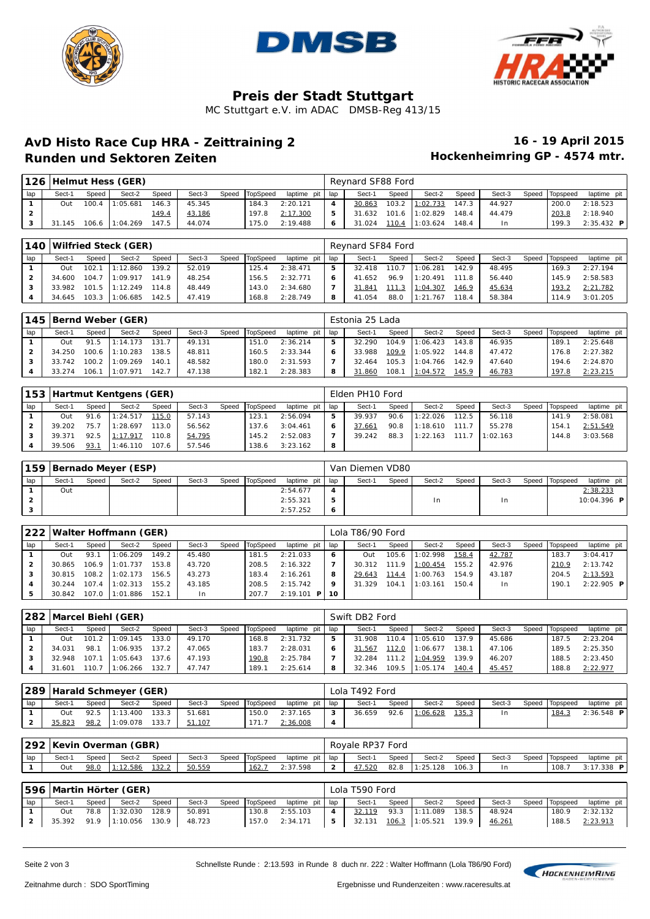# Preis der Stadt Stuttgart

MC Stuttgart e.V. im ADAC DMSB-Reg 413/15

## AvD Histo Race Cup HRA - Zeittraining 2

## Runden und Sektoren Zeiten

**16 - 19 April 2015**

**Hockenheimring GP - 4574 mtr.**

### 126 Helmut Hess (GER) — Reynard SF88 Ford

| lap | Sect-1 | Speed | Sect-2 | Speed | Sect-3 | Speed | TopSpeed | laptime pit | lap | Sect-1 | Speed | Sect-2 | Speed | Sect-3 | Speed | Topspeed | laptime pit |
|---|---|---|---|---|---|---|---|---|---|---|---|---|---|---|---|---|---|
| 1 | Out | 100.4 | 1:05.681 | 146.3 | 45.345 | | 184.3 | 2:20.121 | 4 | 30.863 | 103.2 | 1:02.733 | 147.3 | 44.927 | | 200.0 | 2:18.523 |
| 2 | | | | 149.4 | 43.186 | | 197.8 | 2:17.300 | 5 | 31.632 | 101.6 | 1:02.829 | 148.4 | 44.479 | | 203.8 | 2:18.940 |
| 3 | 31.145 | 106.6 | 1:04.269 | 147.5 | 44.074 | | 175.0 | 2:19.488 | 6 | 31.024 | 110.4 | 1:03.624 | 148.4 | In | | 199.3 | 2:35.432 P |

### 140 Wilfried Steck (GER) — Reynard SF84 Ford

| lap | Sect-1 | Speed | Sect-2 | Speed | Sect-3 | Speed | TopSpeed | laptime pit | lap | Sect-1 | Speed | Sect-2 | Speed | Sect-3 | Speed | Topspeed | laptime pit |
|---|---|---|---|---|---|---|---|---|---|---|---|---|---|---|---|---|---|
| 1 | Out | 102.1 | 1:12.860 | 139.2 | 52.019 | | 125.4 | 2:38.471 | 5 | 32.418 | 110.7 | 1:06.281 | 142.9 | 48.495 | | 169.3 | 2:27.194 |
| 2 | 34.600 | 104.7 | 1:09.917 | 141.9 | 48.254 | | 156.5 | 2:32.771 | 6 | 41.652 | 96.9 | 1:20.491 | 111.8 | 56.440 | | 145.9 | 2:58.583 |
| 3 | 33.982 | 101.5 | 1:12.249 | 114.8 | 48.449 | | 143.0 | 2:34.680 | 7 | 31.841 | 111.3 | 1:04.307 | 146.9 | 45.634 | | 193.2 | 2:21.782 |
| 4 | 34.645 | 103.3 | 1:06.685 | 142.5 | 47.419 | | 168.8 | 2:28.749 | 8 | 41.054 | 88.0 | 1:21.767 | 118.4 | 58.384 | | 114.9 | 3:01.205 |

### 145 Bernd Weber (GER) — Estonia 25 Lada

| lap | Sect-1 | Speed | Sect-2 | Speed | Sect-3 | Speed | TopSpeed | laptime pit | lap | Sect-1 | Speed | Sect-2 | Speed | Sect-3 | Speed | Topspeed | laptime pit |
|---|---|---|---|---|---|---|---|---|---|---|---|---|---|---|---|---|---|
| 1 | Out | 91.5 | 1:14.173 | 131.7 | 49.131 | | 151.0 | 2:36.214 | 5 | 32.290 | 104.9 | 1:06.423 | 143.8 | 46.935 | | 189.1 | 2:25.648 |
| 2 | 34.250 | 100.6 | 1:10.283 | 138.5 | 48.811 | | 160.5 | 2:33.344 | 6 | 33.988 | 109.9 | 1:05.922 | 144.8 | 47.472 | | 176.8 | 2:27.382 |
| 3 | 33.742 | 100.2 | 1:09.269 | 140.1 | 48.582 | | 180.0 | 2:31.593 | 7 | 32.464 | 105.3 | 1:04.766 | 142.9 | 47.640 | | 194.6 | 2:24.870 |
| 4 | 33.274 | 106.1 | 1:07.971 | 142.7 | 47.138 | | 182.1 | 2:28.383 | 8 | 31.860 | 108.1 | 1:04.572 | 145.9 | 46.783 | | 197.8 | 2:23.215 |

### 153 Hartmut Kentgens (GER) — Elden PH10 Ford

| lap | Sect-1 | Speed | Sect-2 | Speed | Sect-3 | Speed | TopSpeed | laptime pit | lap | Sect-1 | Speed | Sect-2 | Speed | Sect-3 | Speed | Topspeed | laptime pit |
|---|---|---|---|---|---|---|---|---|---|---|---|---|---|---|---|---|---|
| 1 | Out | 91.6 | 1:24.517 | 115.0 | 57.143 | | 123.1 | 2:56.094 | 5 | 39.937 | 90.6 | 1:22.026 | 112.5 | 56.118 | | 141.9 | 2:58.081 |
| 2 | 39.202 | 75.7 | 1:28.697 | 113.0 | 56.562 | | 137.6 | 3:04.461 | 6 | 37.661 | 90.8 | 1:18.610 | 111.7 | 55.278 | | 154.1 | 2:51.549 |
| 3 | 39.371 | 92.5 | 1:17.917 | 110.8 | 54.795 | | 145.2 | 2:52.083 | 7 | 39.242 | 88.3 | 1:22.163 | 111.7 | 1:02.163 | | 144.8 | 3:03.568 |
| 4 | 39.506 | 93.1 | 1:46.110 | 107.6 | 57.546 | | 138.6 | 3:23.162 | 8 | | | | | | | | |

### 159 Bernado Meyer (ESP) — Van Diemen VD80

| lap | Sect-1 | Speed | Sect-2 | Speed | Sect-3 | Speed | TopSpeed | laptime pit | lap | Sect-1 | Speed | Sect-2 | Speed | Sect-3 | Speed | Topspeed | laptime pit |
|---|---|---|---|---|---|---|---|---|---|---|---|---|---|---|---|---|---|
| 1 | Out | | | | | | | 2:54.677 | 4 | | | | | | | | 2:38.233 |
| 2 | | | | | | | | 2:55.321 | 5 | | | In | | In | | | 10:04.396 P |
| 3 | | | | | | | | 2:57.252 | 6 | | | | | | | | |

### 222 Walter Hoffmann (GER) — Lola T86/90 Ford

| lap | Sect-1 | Speed | Sect-2 | Speed | Sect-3 | Speed | TopSpeed | laptime pit | lap | Sect-1 | Speed | Sect-2 | Speed | Sect-3 | Speed | Topspeed | laptime pit |
|---|---|---|---|---|---|---|---|---|---|---|---|---|---|---|---|---|---|
| 1 | Out | 93.1 | 1:06.209 | 149.2 | 45.480 | | 181.5 | 2:21.033 | 6 | Out | 105.6 | 1:02.998 | 158.4 | 42.787 | | 183.7 | 3:04.417 |
| 2 | 30.865 | 106.9 | 1:01.737 | 153.8 | 43.720 | | 208.5 | 2:16.322 | 7 | 30.312 | 111.9 | 1:00.454 | 155.2 | 42.976 | | 210.9 | 2:13.742 |
| 3 | 30.815 | 108.2 | 1:02.173 | 156.5 | 43.273 | | 183.4 | 2:16.261 | 8 | 29.643 | 114.4 | 1:00.763 | 154.9 | 43.187 | | 204.5 | 2:13.593 |
| 4 | 30.244 | 107.4 | 1:02.313 | 155.2 | 43.185 | | 208.5 | 2:15.742 | 9 | 31.329 | 104.1 | 1:03.161 | 150.4 | In | | 190.1 | 2:22.905 P |
| 5 | 30.842 | 107.0 | 1:01.886 | 152.1 | In | | 207.7 | 2:19.101 P | 10 | | | | | | | | |

### 282 Marcel Biehl (GER) — Swift DB2 Ford

| lap | Sect-1 | Speed | Sect-2 | Speed | Sect-3 | Speed | TopSpeed | laptime pit | lap | Sect-1 | Speed | Sect-2 | Speed | Sect-3 | Speed | Topspeed | laptime pit |
|---|---|---|---|---|---|---|---|---|---|---|---|---|---|---|---|---|---|
| 1 | Out | 101.2 | 1:09.145 | 133.0 | 49.170 | | 168.8 | 2:31.732 | 5 | 31.908 | 110.4 | 1:05.610 | 137.9 | 45.686 | | 187.5 | 2:23.204 |
| 2 | 34.031 | 98.1 | 1:06.935 | 137.2 | 47.065 | | 183.7 | 2:28.031 | 6 | 31.567 | 112.0 | 1:06.677 | 138.1 | 47.106 | | 189.5 | 2:25.350 |
| 3 | 32.948 | 107.1 | 1:05.643 | 137.6 | 47.193 | | 190.8 | 2:25.784 | 7 | 32.284 | 111.2 | 1:04.959 | 139.9 | 46.207 | | 188.5 | 2:23.450 |
| 4 | 31.601 | 110.7 | 1:06.266 | 132.7 | 47.747 | | 189.1 | 2:25.614 | 8 | 32.346 | 109.5 | 1:05.174 | 140.4 | 45.457 | | 188.8 | 2:22.977 |

### 289 Harald Schmeyer (GER) — Lola T492 Ford

| lap | Sect-1 | Speed | Sect-2 | Speed | Sect-3 | Speed | TopSpeed | laptime pit | lap | Sect-1 | Speed | Sect-2 | Speed | Sect-3 | Speed | Topspeed | laptime pit |
|---|---|---|---|---|---|---|---|---|---|---|---|---|---|---|---|---|---|
| 1 | Out | 92.5 | 1:13.400 | 133.3 | 51.681 | | 150.0 | 2:37.165 | 3 | 36.659 | 92.6 | 1:06.628 | 135.3 | In | | 184.3 | 2:36.548 P |
| 2 | 35.823 | 98.2 | 1:09.078 | 133.7 | 51.107 | | 171.7 | 2:36.008 | 4 | | | | | | | | |

### 292 Kevin Overman (GBR) — Royale RP37 Ford

| lap | Sect-1 | Speed | Sect-2 | Speed | Sect-3 | Speed | TopSpeed | laptime pit | lap | Sect-1 | Speed | Sect-2 | Speed | Sect-3 | Speed | Topspeed | laptime pit |
|---|---|---|---|---|---|---|---|---|---|---|---|---|---|---|---|---|---|
| 1 | Out | 98.0 | 1:12.586 | 132.2 | 50.559 | | 162.7 | 2:37.598 | 2 | 47.520 | 82.8 | 1:25.128 | 106.3 | In | | 108.7 | 3:17.338 P |

### 596 Martin Hörter (GER) — Lola T590 Ford

| lap | Sect-1 | Speed | Sect-2 | Speed | Sect-3 | Speed | TopSpeed | laptime pit | lap | Sect-1 | Speed | Sect-2 | Speed | Sect-3 | Speed | Topspeed | laptime pit |
|---|---|---|---|---|---|---|---|---|---|---|---|---|---|---|---|---|---|
| 1 | Out | 78.8 | 1:32.030 | 128.9 | 50.891 | | 130.8 | 2:55.103 | 4 | 32.119 | 93.3 | 1:11.089 | 138.5 | 48.924 | | 180.9 | 2:32.132 |
| 2 | 35.392 | 91.9 | 1:10.056 | 130.9 | 48.723 | | 157.0 | 2:34.171 | 5 | 32.131 | 106.3 | 1:05.521 | 139.9 | 46.261 | | 188.5 | 2:23.913 |

Schnellste Runde : 2:13.593 in Runde 8 duch nr. 222 : Walter Hoffmann (Lola T86/90 Ford)

Zeitnahme durch : SDO SportTiming

Ergebnisse und Rundenzeiten : www.raceresults.at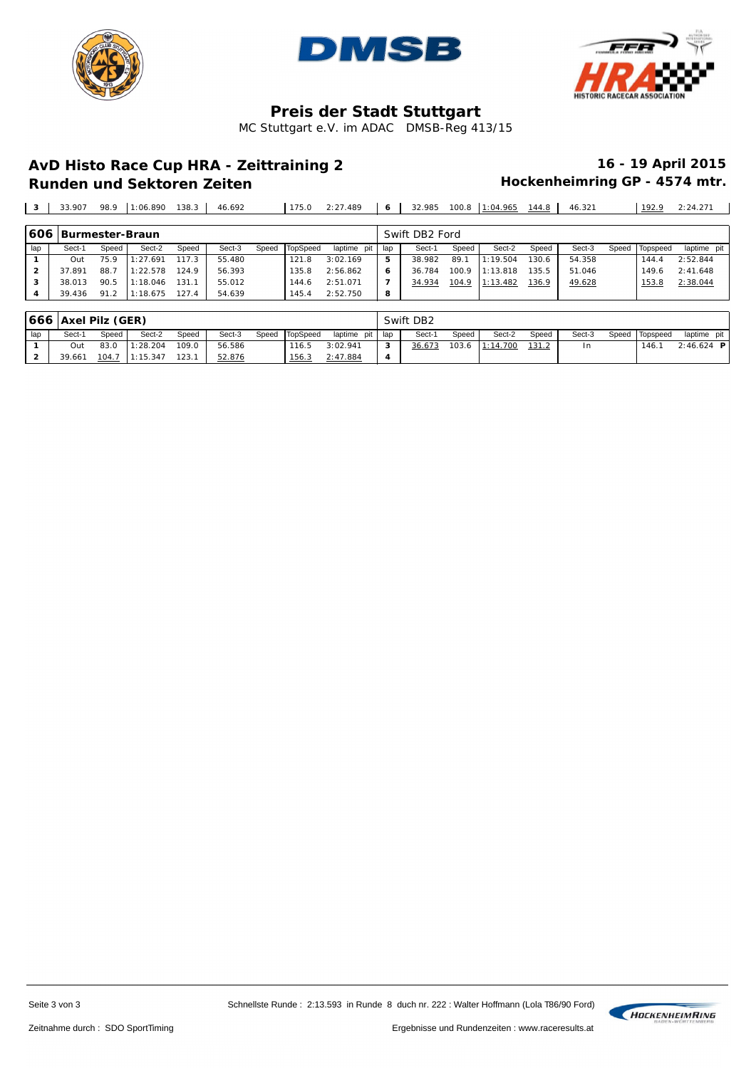# Preis der Stadt Stuttgart

MC Stuttgart e.V. im ADAC DMSB-Reg 413/15

## AvD Histo Race Cup HRA - Zeittraining 2
## Runden und Sektoren Zeiten

**16 - 19 April 2015**
**Hockenheimring GP - 4574 mtr.**

| lap | Sect-1 | Speed | Sect-2 | Speed | Sect-3 | Speed | TopSpeed | laptime pit | lap | Sect-1 | Speed | Sect-2 | Speed | Sect-3 | Speed | Topspeed | laptime pit |
|---|---|---|---|---|---|---|---|---|---|---|---|---|---|---|---|---|---|
| 3 | 33.907 | 98.9 | 1:06.890 | 138.3 | 46.692 | | 175.0 | 2:27.489 | 6 | 32.985 | 100.8 | 1:04.965 | 144.8 | 46.321 | | 192.9 | 2:24.271 |

**606 Burmester-Braun** — Swift DB2 Ford

| lap | Sect-1 | Speed | Sect-2 | Speed | Sect-3 | Speed | TopSpeed | laptime pit | lap | Sect-1 | Speed | Sect-2 | Speed | Sect-3 | Speed | Topspeed | laptime pit |
|---|---|---|---|---|---|---|---|---|---|---|---|---|---|---|---|---|---|
| 1 | Out | 75.9 | 1:27.691 | 117.3 | 55.480 | | 121.8 | 3:02.169 | 5 | 38.982 | 89.1 | 1:19.504 | 130.6 | 54.358 | | 144.4 | 2:52.844 |
| 2 | 37.891 | 88.7 | 1:22.578 | 124.9 | 56.393 | | 135.8 | 2:56.862 | 6 | 36.784 | 100.9 | 1:13.818 | 135.5 | 51.046 | | 149.6 | 2:41.648 |
| 3 | 38.013 | 90.5 | 1:18.046 | 131.1 | 55.012 | | 144.6 | 2:51.071 | 7 | 34.934 | 104.9 | 1:13.482 | 136.9 | 49.628 | | 153.8 | 2:38.044 |
| 4 | 39.436 | 91.2 | 1:18.675 | 127.4 | 54.639 | | 145.4 | 2:52.750 | 8 | | | | | | | | |

**666 Axel Pilz (GER)** — Swift DB2

| lap | Sect-1 | Speed | Sect-2 | Speed | Sect-3 | Speed | TopSpeed | laptime pit | lap | Sect-1 | Speed | Sect-2 | Speed | Sect-3 | Speed | Topspeed | laptime pit |
|---|---|---|---|---|---|---|---|---|---|---|---|---|---|---|---|---|---|
| 1 | Out | 83.0 | 1:28.204 | 109.0 | 56.586 | | 116.5 | 3:02.941 | 3 | 36.673 | 103.6 | 1:14.700 | 131.2 | In | | 146.1 | 2:46.624 P |
| 2 | 39.661 | 104.7 | 1:15.347 | 123.1 | 52.876 | | 156.3 | 2:47.884 | 4 | | | | | | | | |

Schnellste Runde : 2:13.593 in Runde 8 duch nr. 222 : Walter Hoffmann (Lola T86/90 Ford)

Zeitnahme durch : SDO SportTiming

Ergebnisse und Rundenzeiten : www.raceresults.at